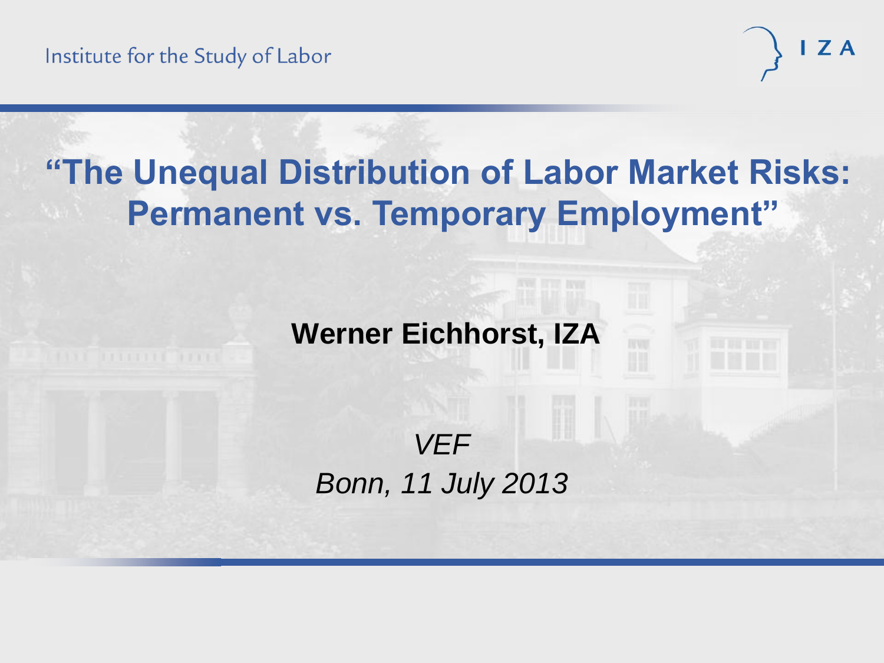Institute for the Study of Labor

IZA

# “The Unequal Distribution of Labor Market Risks: Permanent vs. Temporary Employment”

**Werner Eichhorst, IZA**

*VEF*

*Bonn, 11 July 2013*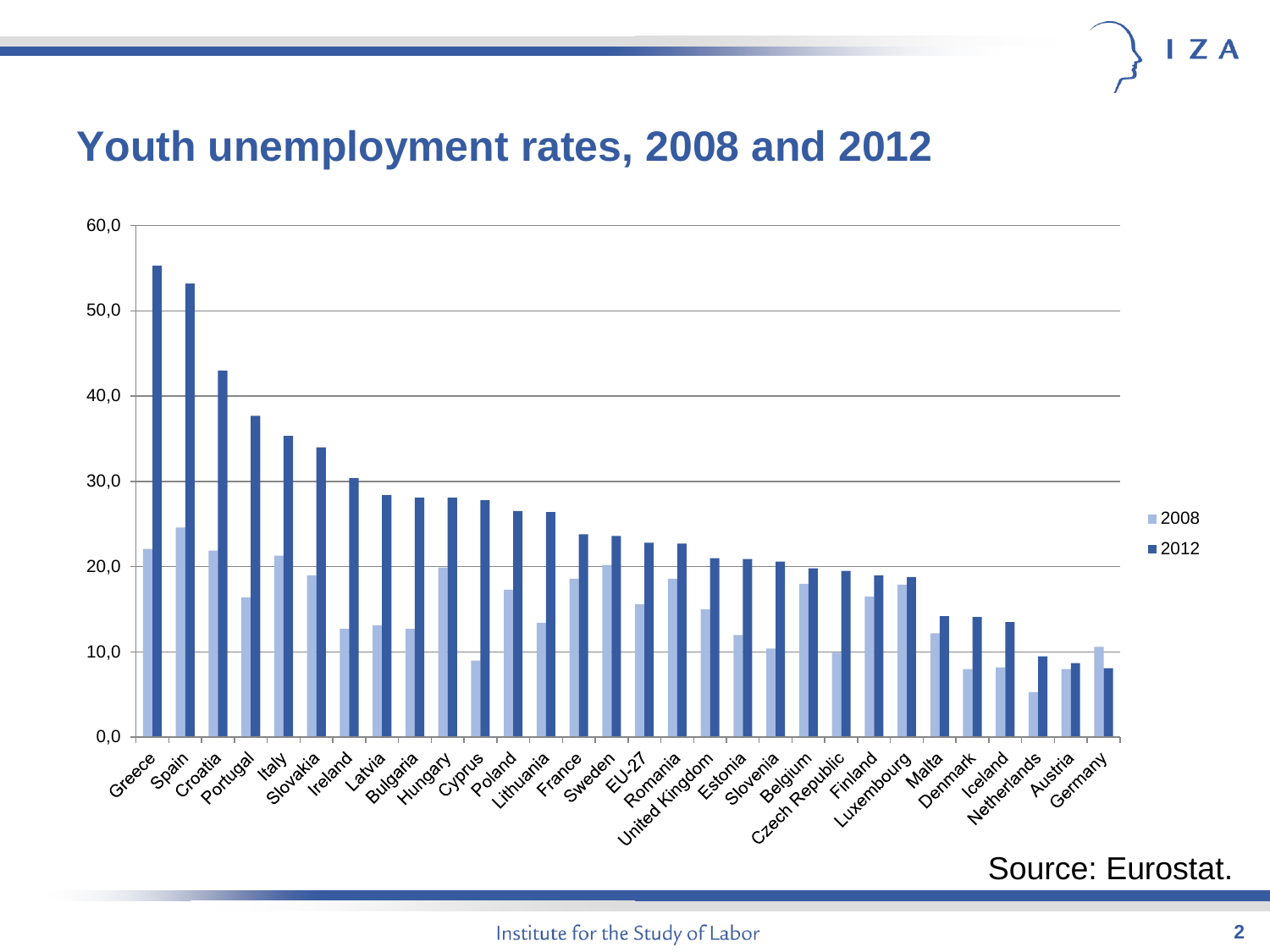# Youth unemployment rates, 2008 and 2012

Source: Eurostat.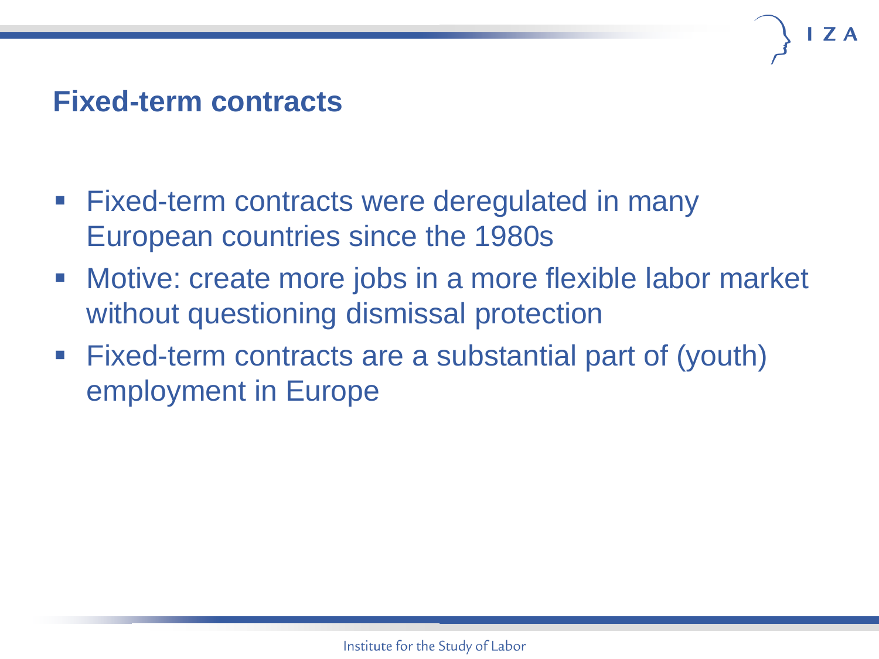## Fixed-term contracts

- Fixed-term contracts were deregulated in many European countries since the 1980s
- Motive: create more jobs in a more flexible labor market without questioning dismissal protection
- Fixed-term contracts are a substantial part of (youth) employment in Europe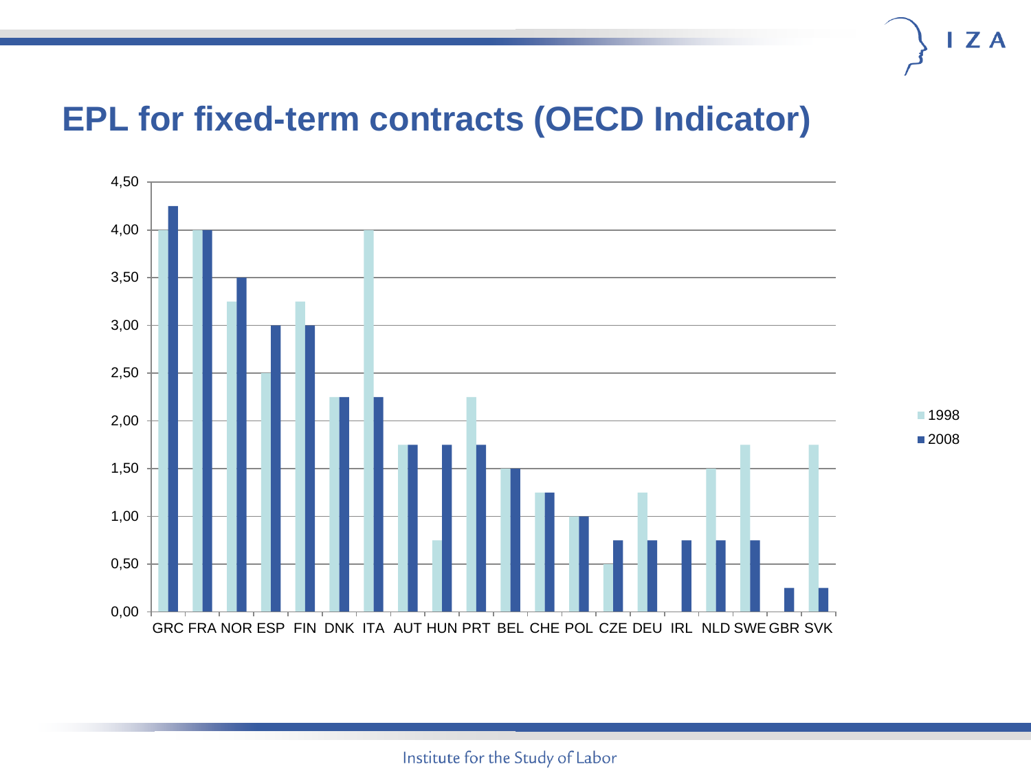# EPL for fixed-term contracts (OECD Indicator)

| Country | 1998 | 2008 |
|---|---|---|
| GRC | 4,00 | 4,25 |
| FRA | 4,00 | 4,00 |
| NOR | 3,25 | 3,50 |
| ESP | 2,50 | 3,00 |
| FIN | 3,25 | 3,00 |
| DNK | 2,25 | 2,25 |
| ITA | 4,00 | 2,25 |
| AUT | 1,75 | 1,75 |
| HUN | 0,75 | 1,75 |
| PRT | 2,25 | 1,75 |
| BEL | 1,50 | 1,50 |
| CHE | 1,25 | 1,25 |
| POL | 1,00 | 1,00 |
| CZE | 0,50 | 0,75 |
| DEU | 1,25 | 0,75 |
| IRL | 0,00 | 0,75 |
| NLD | 1,50 | 0,75 |
| SWE | 1,75 | 0,75 |
| GBR | 0,00 | 0,25 |
| SVK | 1,75 | 0,25 |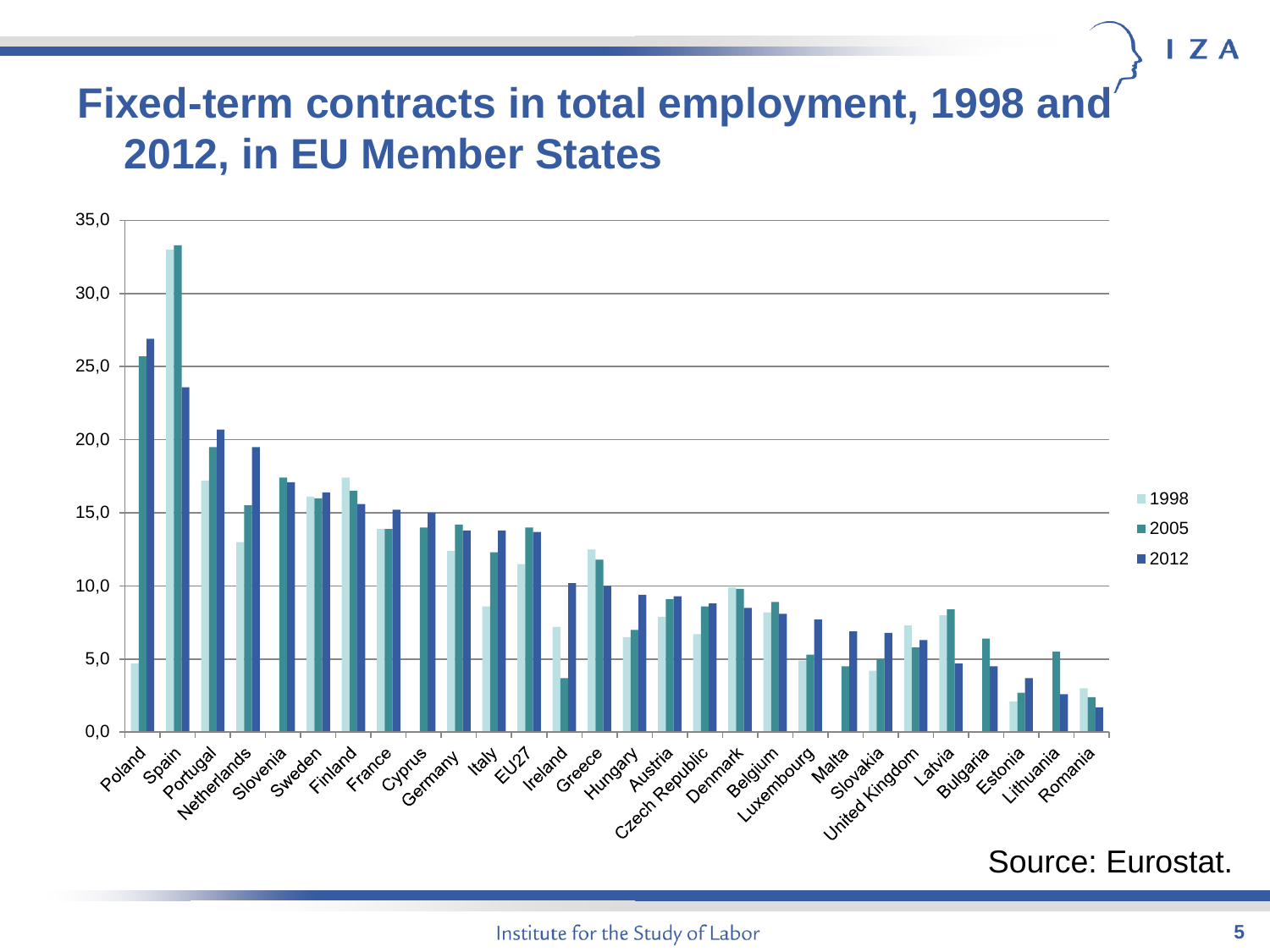# Fixed-term contracts in total employment, 1998 and 2012, in EU Member States

Source: Eurostat.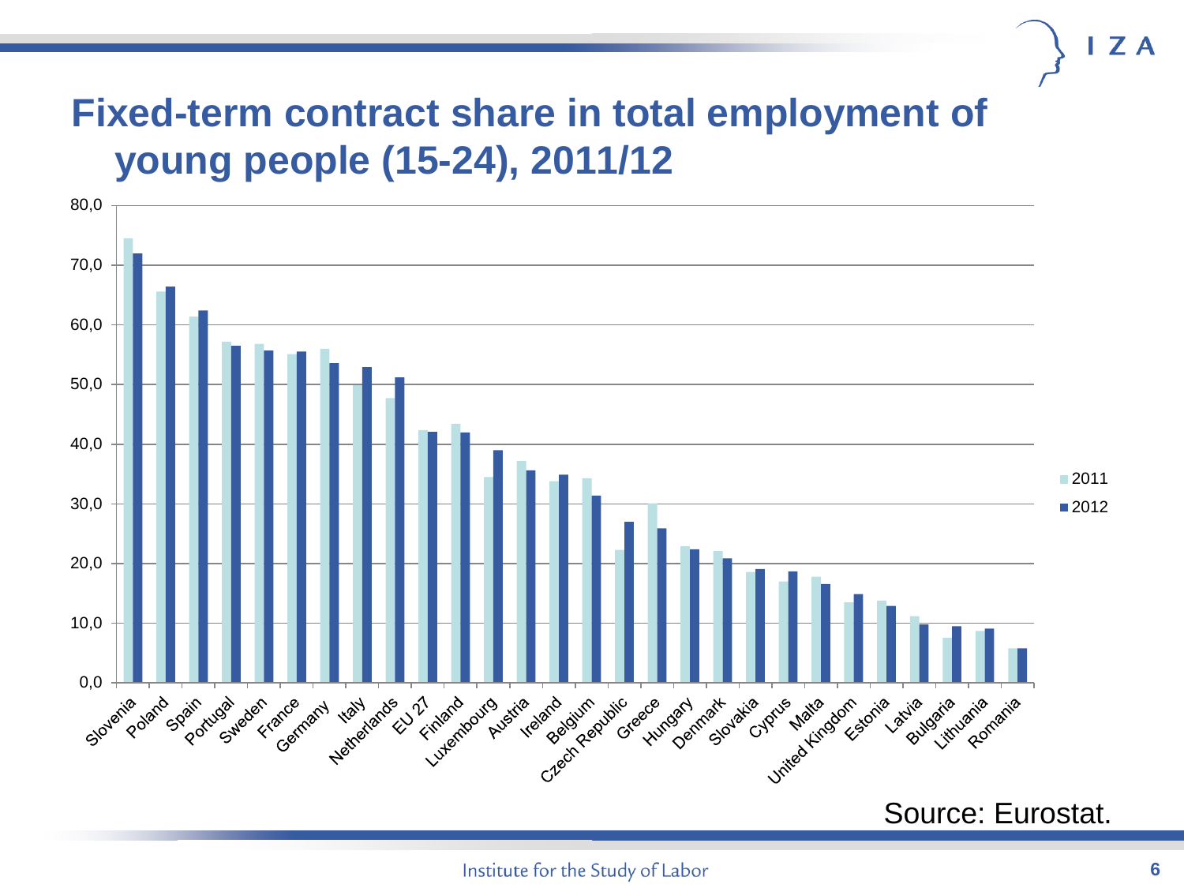# Fixed-term contract share in total employment of young people (15-24), 2011/12

Source: Eurostat.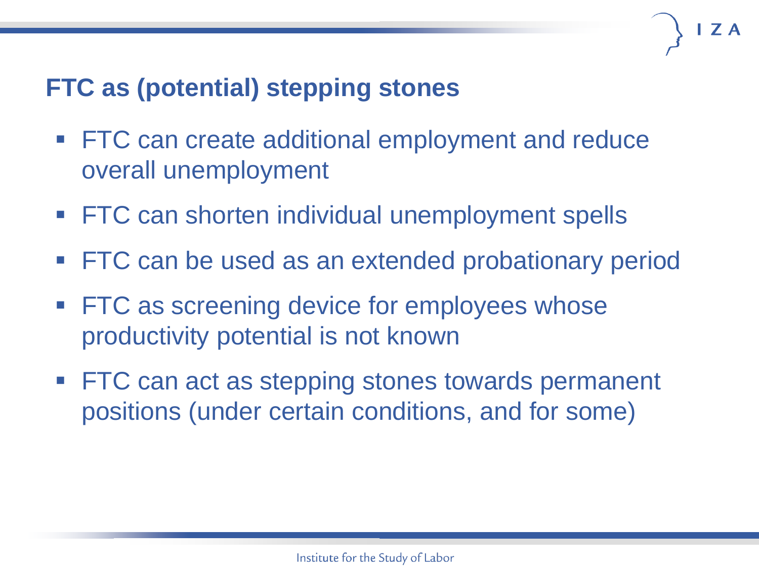## FTC as (potential) stepping stones

- FTC can create additional employment and reduce overall unemployment
- FTC can shorten individual unemployment spells
- FTC can be used as an extended probationary period
- FTC as screening device for employees whose productivity potential is not known
- FTC can act as stepping stones towards permanent positions (under certain conditions, and for some)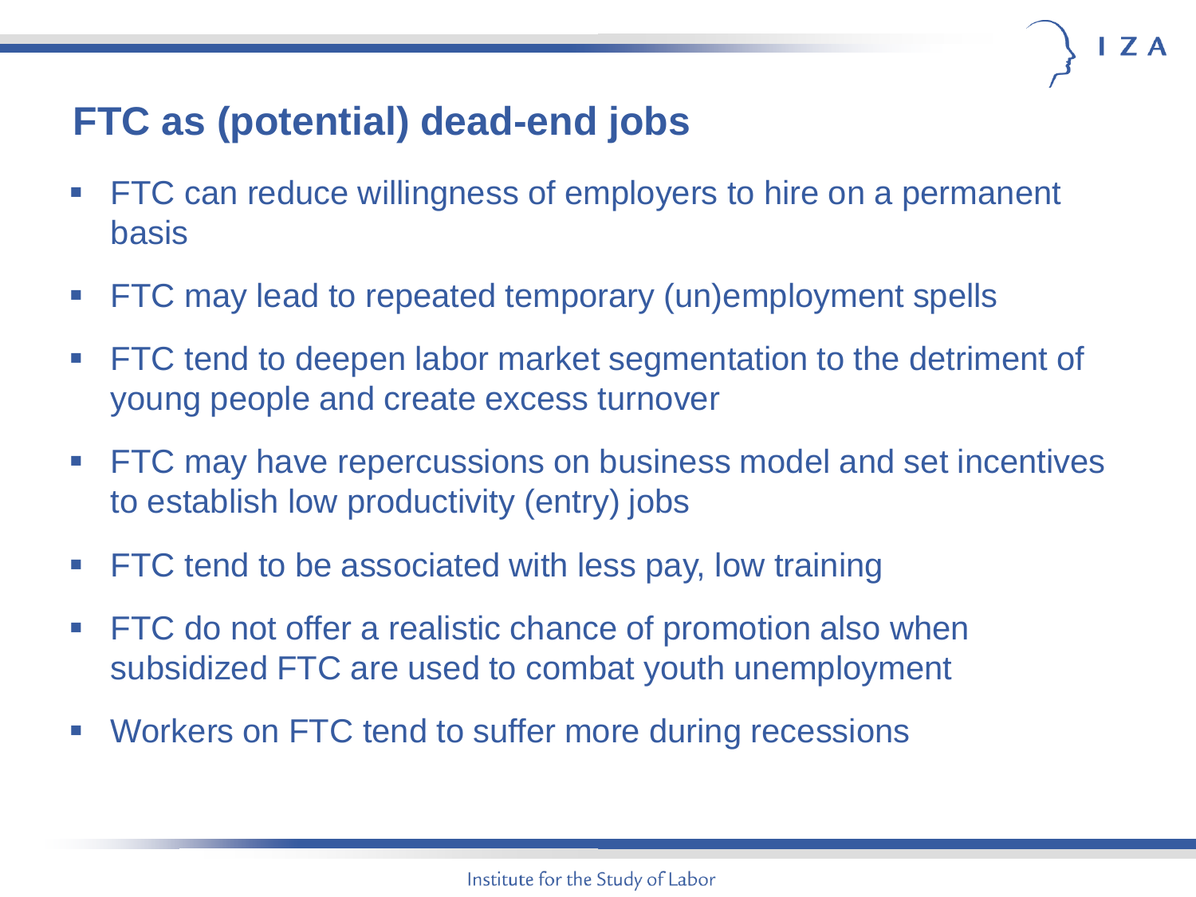## FTC as (potential) dead-end jobs

- FTC can reduce willingness of employers to hire on a permanent basis
- FTC may lead to repeated temporary (un)employment spells
- FTC tend to deepen labor market segmentation to the detriment of young people and create excess turnover
- FTC may have repercussions on business model and set incentives to establish low productivity (entry) jobs
- FTC tend to be associated with less pay, low training
- FTC do not offer a realistic chance of promotion also when subsidized FTC are used to combat youth unemployment
- Workers on FTC tend to suffer more during recessions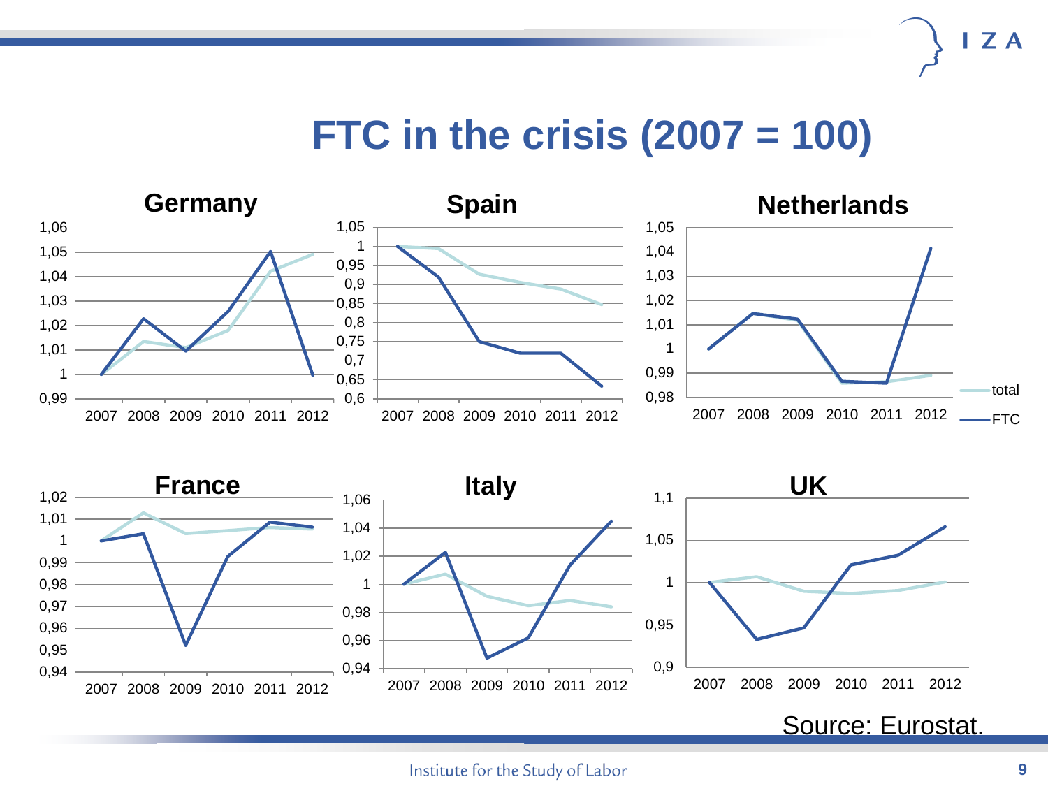# FTC in the crisis (2007 = 100)

### Germany

### Spain

### Netherlands

### France

### Italy

### UK

Legend: total, FTC

Source: Eurostat.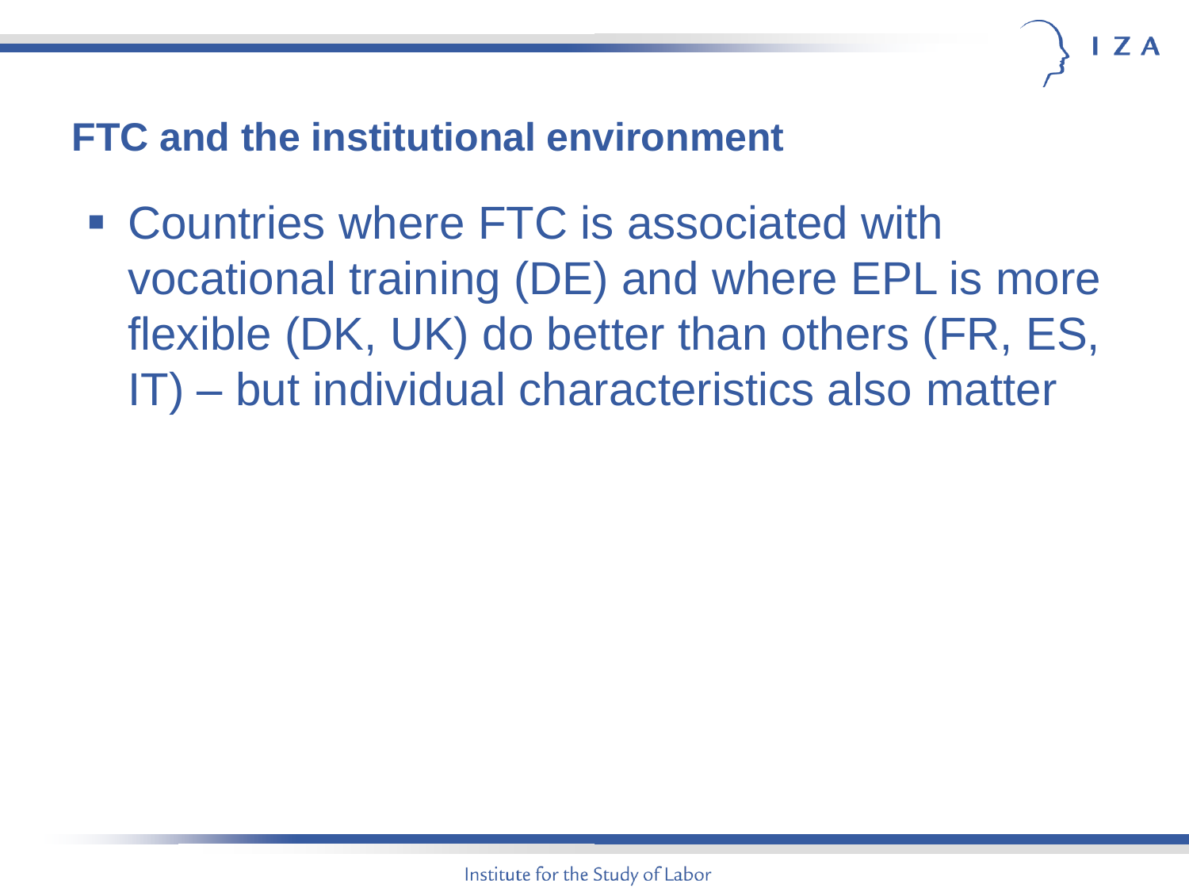## FTC and the institutional environment

- Countries where FTC is associated with vocational training (DE) and where EPL is more flexible (DK, UK) do better than others (FR, ES, IT) – but individual characteristics also matter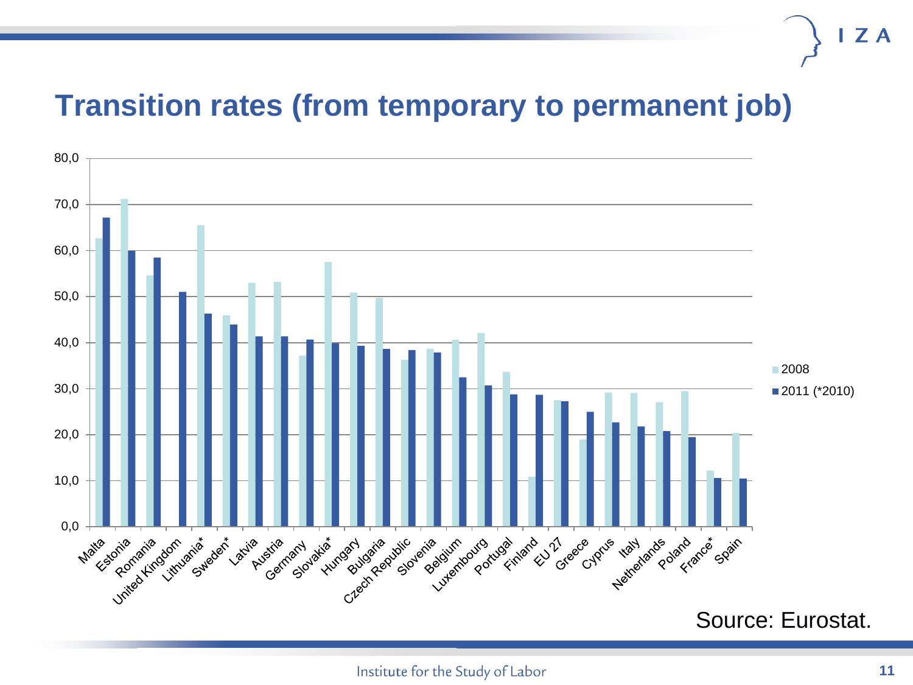# Transition rates (from temporary to permanent job)

| Country | 2008 | 2011 (*2010) |
|---|---|---|
| Malta | 62.7 | 67.1 |
| Estonia | 71.1 | 60.0 |
| Romania | 54.6 | 58.5 |
| United Kingdom | | 51.0 |
| Lithuania* | 65.5 | 46.3 |
| Sweden* | 45.9 | 43.9 |
| Latvia | 53.0 | 41.3 |
| Austria | 53.2 | 41.3 |
| Germany | 37.2 | 40.7 |
| Slovakia* | 57.5 | 40.0 |
| Hungary | 50.9 | 39.3 |
| Bulgaria | 49.8 | 38.6 |
| Czech Republic | 36.3 | 38.4 |
| Slovenia | 38.7 | 37.8 |
| Belgium | 40.6 | 32.4 |
| Luxembourg | 42.1 | 30.7 |
| Portugal | 33.7 | 28.8 |
| Finland | 10.8 | 28.7 |
| EU 27 | 27.5 | 27.3 |
| Greece | 19.0 | 24.9 |
| Cyprus | 29.2 | 22.6 |
| Italy | 29.1 | 21.8 |
| Netherlands | 27.1 | 20.8 |
| Poland | 29.5 | 19.4 |
| France* | 12.1 | 10.6 |
| Spain | 20.4 | 10.5 |

Source: Eurostat.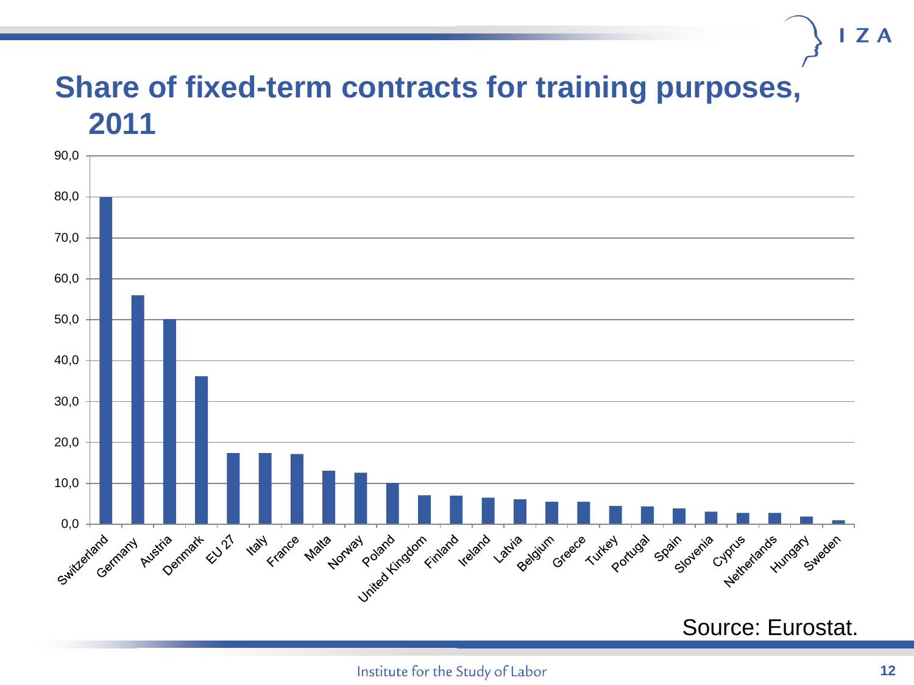# Share of fixed-term contracts for training purposes, 2011

| Country | Share |
|---|---|
| Switzerland | 80,0 |
| Germany | 56,0 |
| Austria | 50,0 |
| Denmark | 36,2 |
| EU 27 | 17,5 |
| Italy | 17,5 |
| France | 17,2 |
| Malta | 13,1 |
| Norway | 12,5 |
| Poland | 10,0 |
| United Kingdom | 7,0 |
| Finland | 6,9 |
| Ireland | 6,4 |
| Latvia | 6,0 |
| Belgium | 5,5 |
| Greece | 5,4 |
| Turkey | 4,4 |
| Portugal | 4,3 |
| Spain | 3,8 |
| Slovenia | 3,0 |
| Cyprus | 2,7 |
| Netherlands | 2,7 |
| Hungary | 1,8 |
| Sweden | 0,9 |

Source: Eurostat.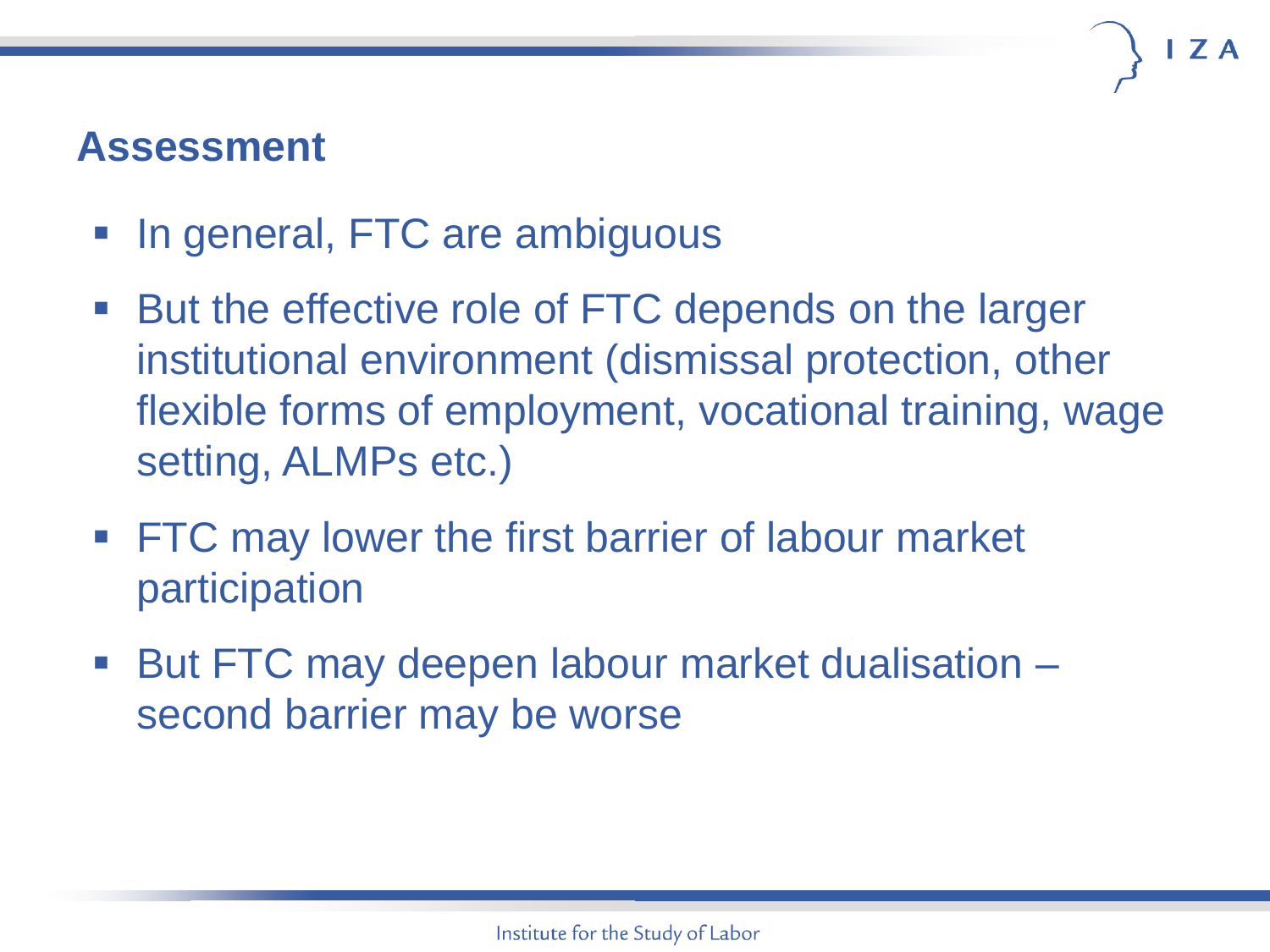## Assessment

- In general, FTC are ambiguous
- But the effective role of FTC depends on the larger institutional environment (dismissal protection, other flexible forms of employment, vocational training, wage setting, ALMPs etc.)
- FTC may lower the first barrier of labour market participation
- But FTC may deepen labour market dualisation – second barrier may be worse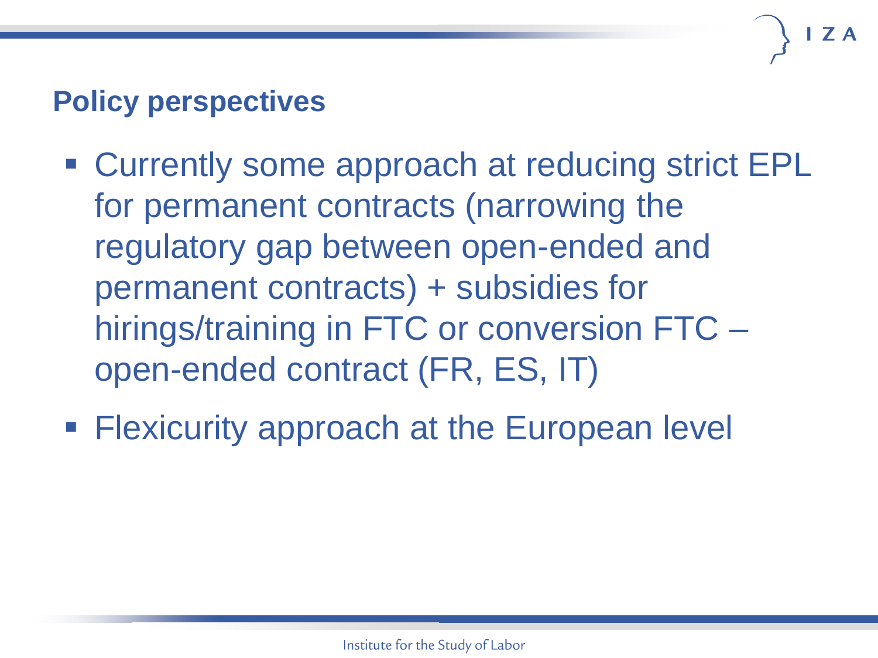## Policy perspectives

- Currently some approach at reducing strict EPL for permanent contracts (narrowing the regulatory gap between open-ended and permanent contracts) + subsidies for hirings/training in FTC or conversion FTC – open-ended contract (FR, ES, IT)
- Flexicurity approach at the European level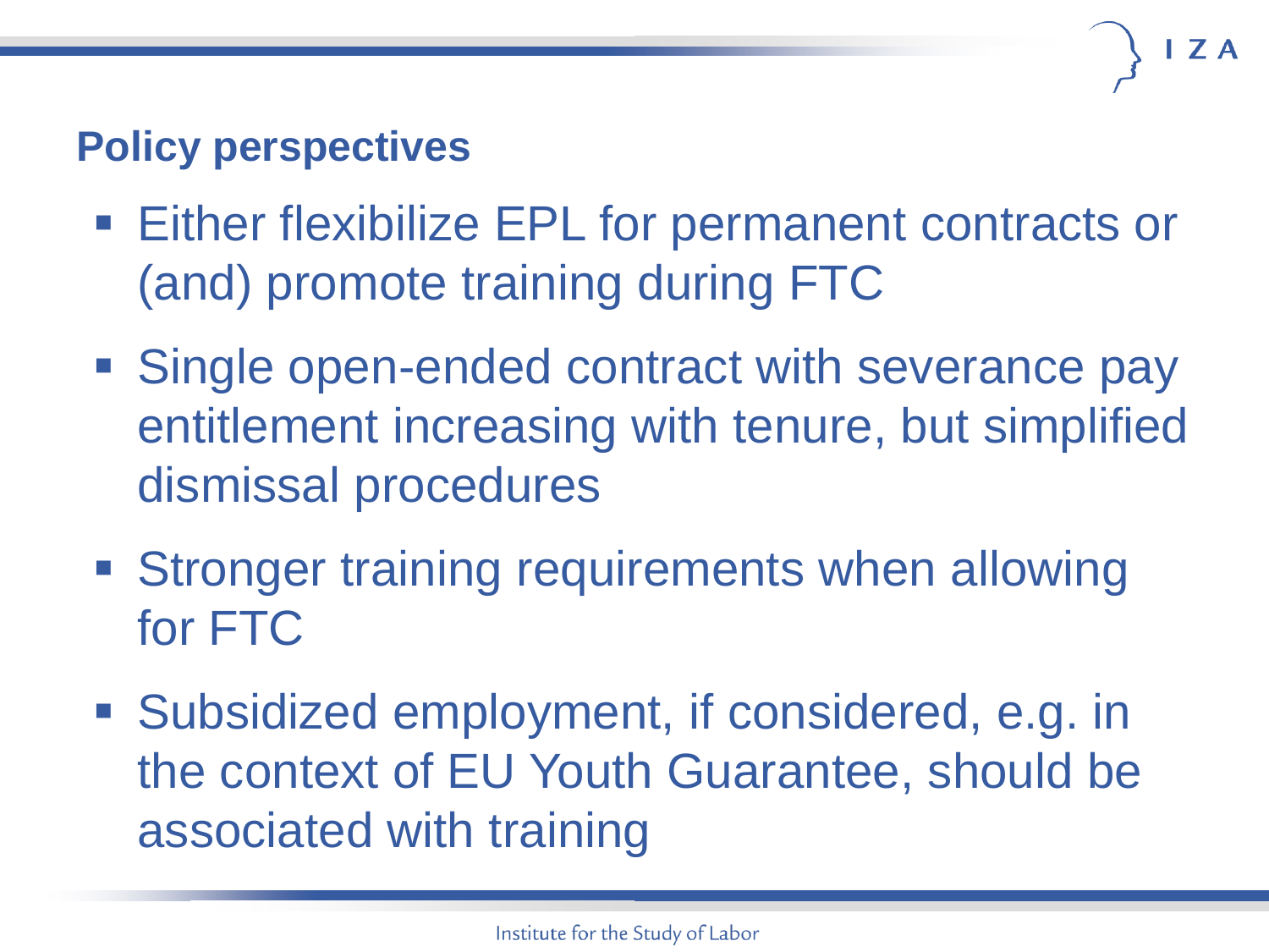## Policy perspectives

- Either flexibilize EPL for permanent contracts or (and) promote training during FTC
- Single open-ended contract with severance pay entitlement increasing with tenure, but simplified dismissal procedures
- Stronger training requirements when allowing for FTC
- Subsidized employment, if considered, e.g. in the context of EU Youth Guarantee, should be associated with training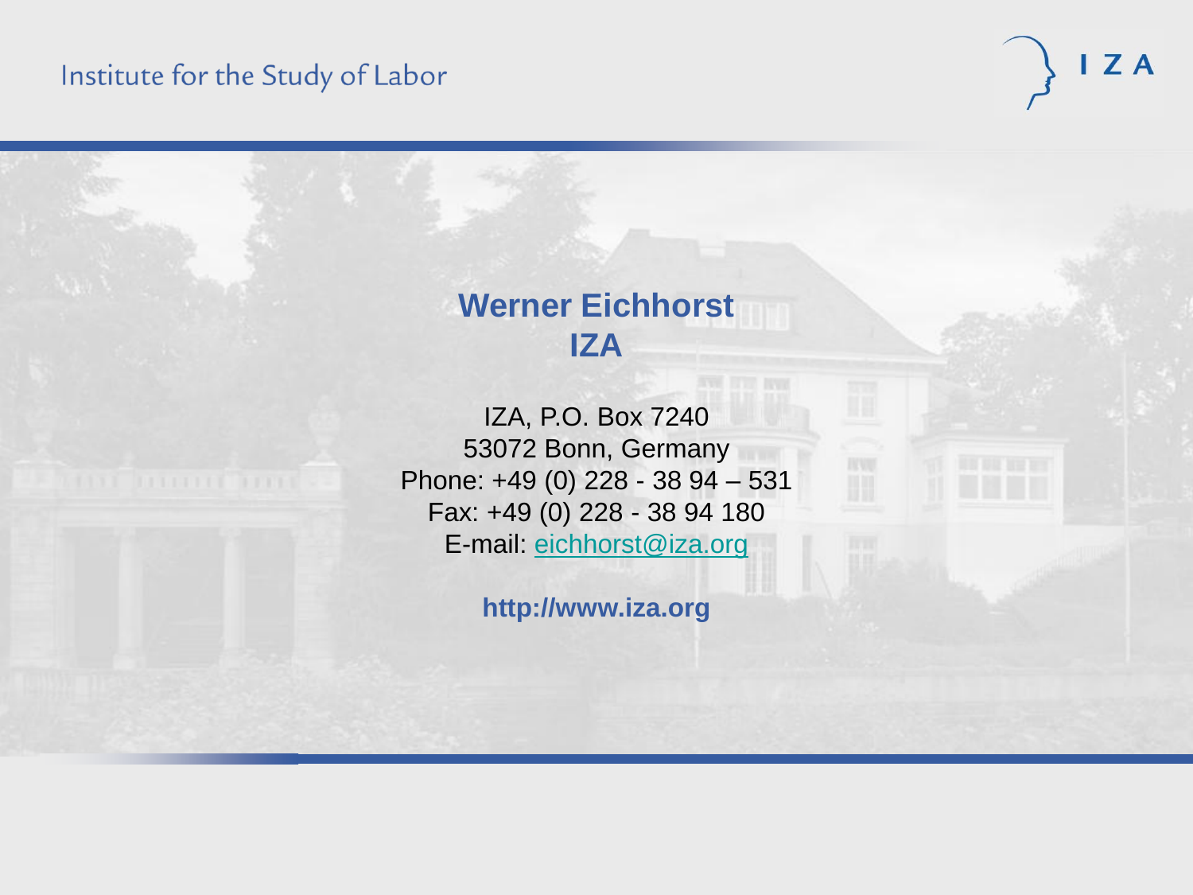Institute for the Study of Labor

IZA

**Werner Eichhorst**
**IZA**

IZA, P.O. Box 7240
53072 Bonn, Germany
Phone: +49 (0) 228 - 38 94 – 531
Fax: +49 (0) 228 - 38 94 180
E-mail: eichhorst@iza.org

**http://www.iza.org**